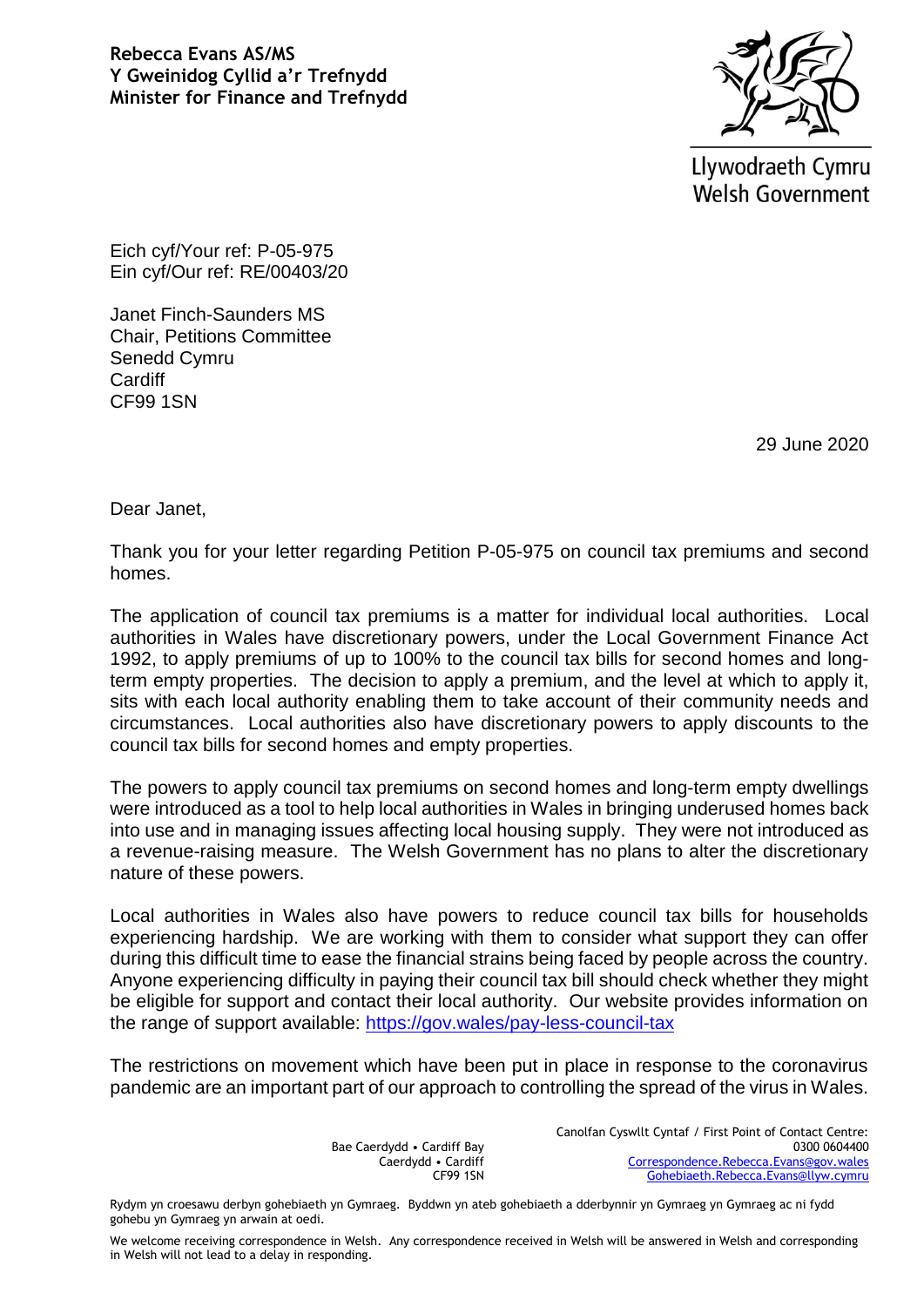**Rebecca Evans AS/MS**
**Y Gweinidog Cyllid a'r Trefnydd**
**Minister for Finance and Trefnydd**

Llywodraeth Cymru
Welsh Government

Eich cyf/Your ref: P-05-975
Ein cyf/Our ref: RE/00403/20

Janet Finch-Saunders MS
Chair, Petitions Committee
Senedd Cymru
Cardiff
CF99 1SN

29 June 2020

Dear Janet,

Thank you for your letter regarding Petition P-05-975 on council tax premiums and second homes.

The application of council tax premiums is a matter for individual local authorities. Local authorities in Wales have discretionary powers, under the Local Government Finance Act 1992, to apply premiums of up to 100% to the council tax bills for second homes and long-term empty properties. The decision to apply a premium, and the level at which to apply it, sits with each local authority enabling them to take account of their community needs and circumstances. Local authorities also have discretionary powers to apply discounts to the council tax bills for second homes and empty properties.

The powers to apply council tax premiums on second homes and long-term empty dwellings were introduced as a tool to help local authorities in Wales in bringing underused homes back into use and in managing issues affecting local housing supply. They were not introduced as a revenue-raising measure. The Welsh Government has no plans to alter the discretionary nature of these powers.

Local authorities in Wales also have powers to reduce council tax bills for households experiencing hardship. We are working with them to consider what support they can offer during this difficult time to ease the financial strains being faced by people across the country. Anyone experiencing difficulty in paying their council tax bill should check whether they might be eligible for support and contact their local authority. Our website provides information on the range of support available: https://gov.wales/pay-less-council-tax

The restrictions on movement which have been put in place in response to the coronavirus pandemic are an important part of our approach to controlling the spread of the virus in Wales.

Bae Caerdydd • Cardiff Bay
Caerdydd • Cardiff
CF99 1SN

Canolfan Cyswllt Cyntaf / First Point of Contact Centre:
0300 0604400
Correspondence.Rebecca.Evans@gov.wales
Gohebiaeth.Rebecca.Evans@llyw.cymru

Rydym yn croesawu derbyn gohebiaeth yn Gymraeg. Byddwn yn ateb gohebiaeth a dderbynnir yn Gymraeg yn Gymraeg ac ni fydd gohebu yn Gymraeg yn arwain at oedi.

We welcome receiving correspondence in Welsh. Any correspondence received in Welsh will be answered in Welsh and corresponding in Welsh will not lead to a delay in responding.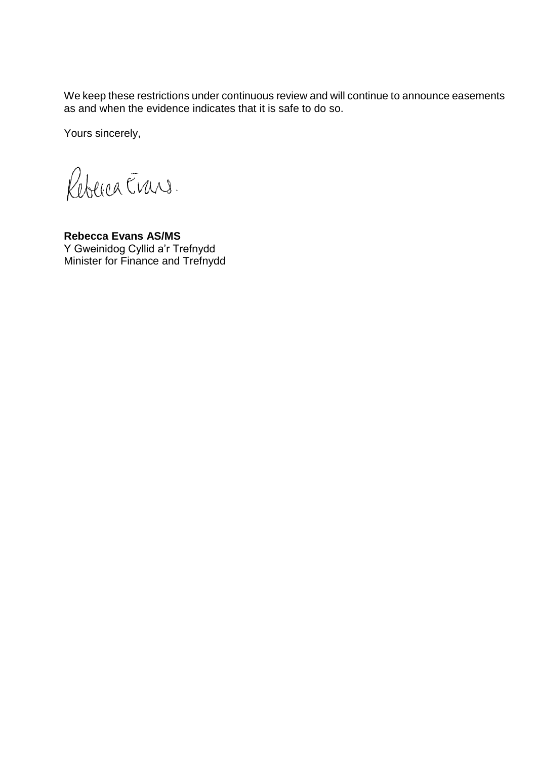We keep these restrictions under continuous review and will continue to announce easements as and when the evidence indicates that it is safe to do so.

Yours sincerely,

Rebecca Evans.

**Rebecca Evans AS/MS**
Y Gweinidog Cyllid a'r Trefnydd
Minister for Finance and Trefnydd